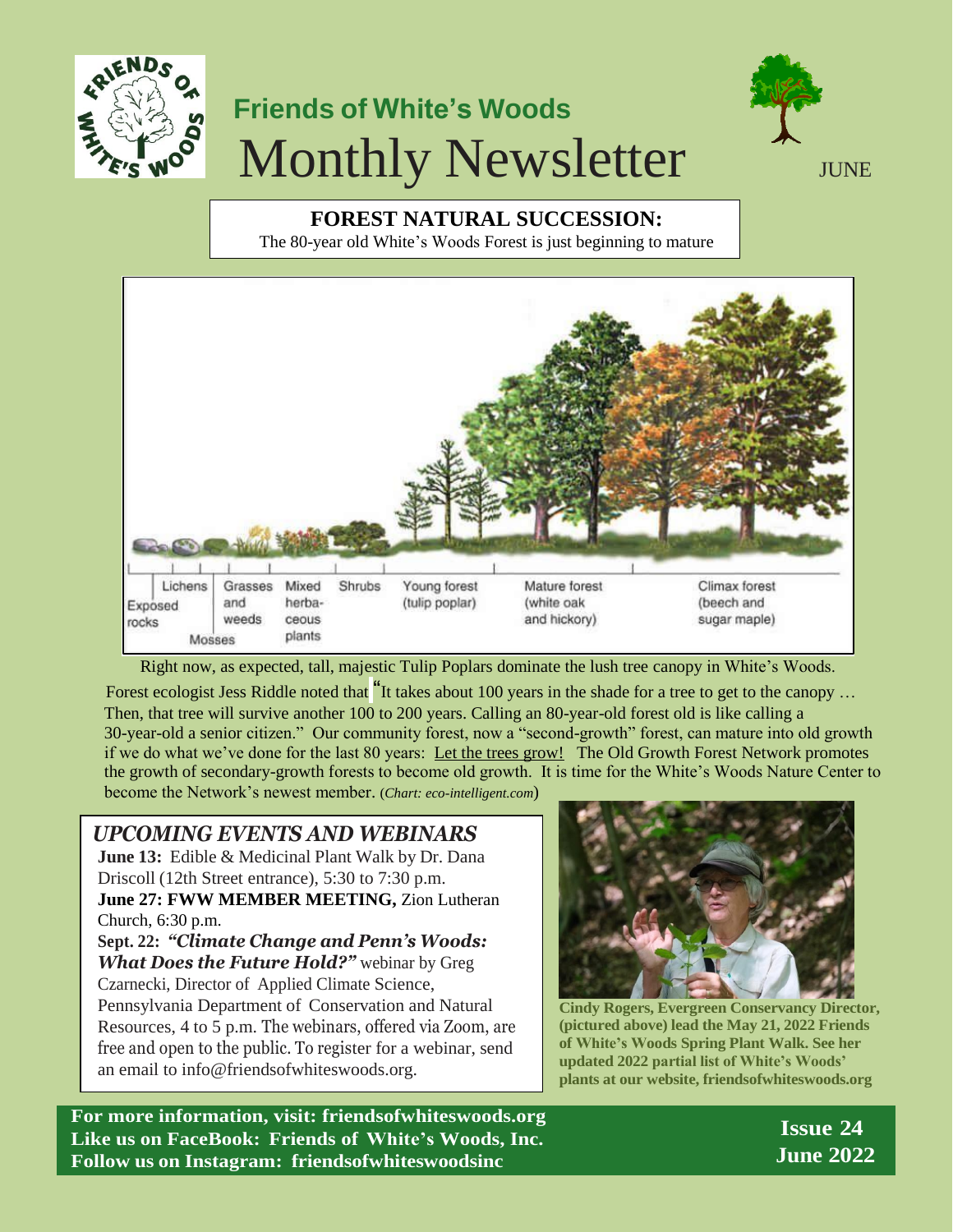# Friends of White's Woods

# Monthly Newsletter

JUNE

## FOREST NATURAL SUCCESSION:

The 80-year old White's Woods Forest is just beginning to mature

Exposed rocks | Lichens | Mosses | Grasses and weeds | Mixed herbaceous plants | Shrubs | Young forest (tulip poplar) | Mature forest (white oak and hickory) | Climax forest (beech and sugar maple)

Right now, as expected, tall, majestic Tulip Poplars dominate the lush tree canopy in White's Woods. Forest ecologist Jess Riddle noted that "It takes about 100 years in the shade for a tree to get to the canopy … Then, that tree will survive another 100 to 200 years. Calling an 80-year-old forest old is like calling a 30-year-old a senior citizen." Our community forest, now a "second-growth" forest, can mature into old growth if we do what we've done for the last 80 years: Let the trees grow! The Old Growth Forest Network promotes the growth of secondary-growth forests to become old growth. It is time for the White's Woods Nature Center to become the Network's newest member. (*Chart: eco-intelligent.com*)

### *UPCOMING EVENTS AND WEBINARS*

**June 13:** Edible & Medicinal Plant Walk by Dr. Dana Driscoll (12th Street entrance), 5:30 to 7:30 p.m.

**June 27: FWW MEMBER MEETING,** Zion Lutheran Church, 6:30 p.m.

**Sept. 22:** ***"Climate Change and Penn's Woods: What Does the Future Hold?"*** webinar by Greg Czarnecki, Director of Applied Climate Science, Pennsylvania Department of Conservation and Natural Resources, 4 to 5 p.m. The webinars, offered via Zoom, are free and open to the public. To register for a webinar, send an email to info@friendsofwhiteswoods.org.

**Cindy Rogers, Evergreen Conservancy Director, (pictured above) lead the May 21, 2022 Friends of White's Woods Spring Plant Walk. See her updated 2022 partial list of White's Woods' plants at our website, friendsofwhiteswoods.org**

**For more information, visit: friendsofwhiteswoods.org**
**Like us on FaceBook: Friends of White's Woods, Inc.**
**Follow us on Instagram: friendsofwhiteswoodsinc**

**Issue 24**
**June 2022**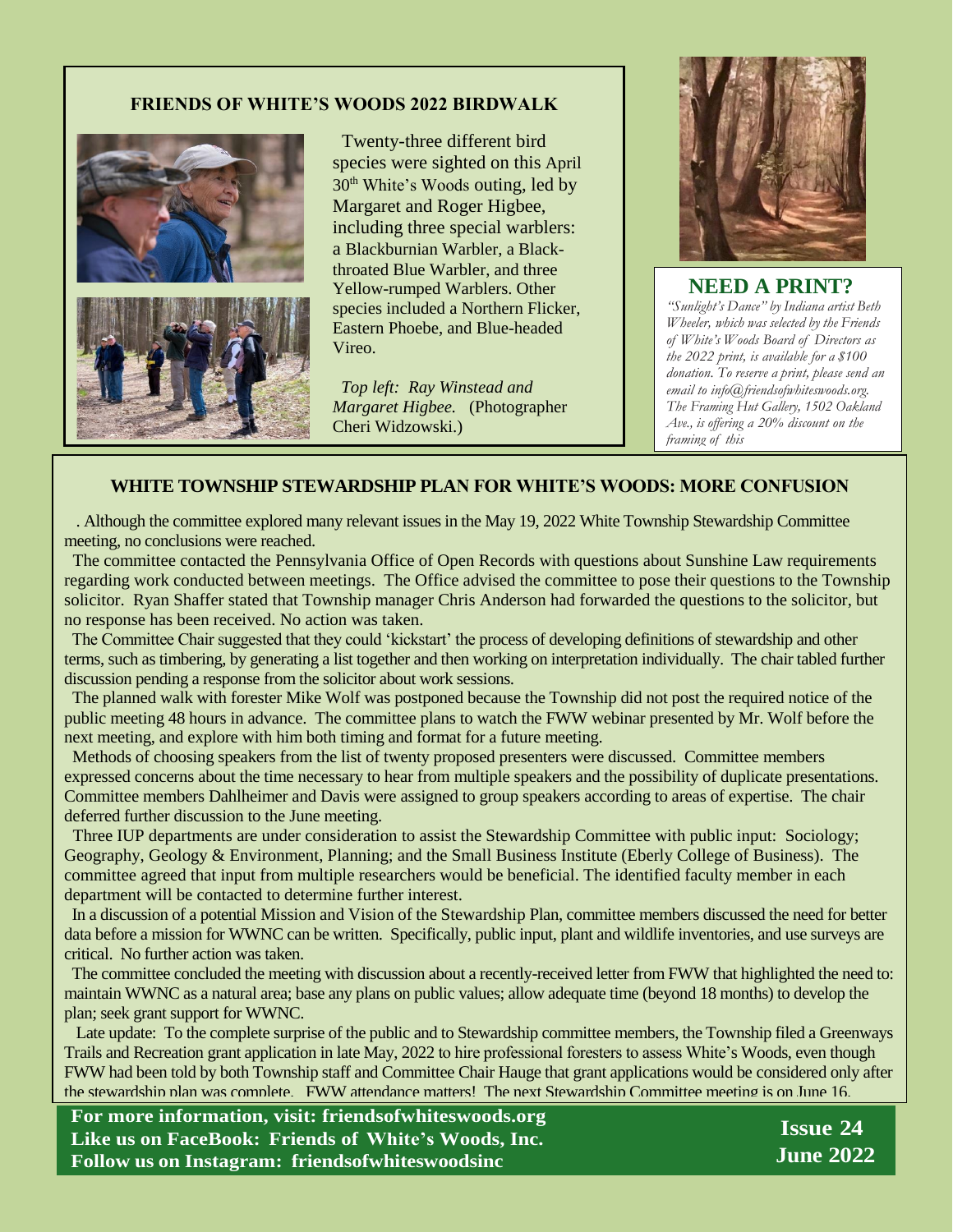## FRIENDS OF WHITE'S WOODS 2022 BIRDWALK

Twenty-three different bird species were sighted on this April 30th White's Woods outing, led by Margaret and Roger Higbee, including three special warblers: a Blackburnian Warbler, a Black-throated Blue Warbler, and three Yellow-rumped Warblers. Other species included a Northern Flicker, Eastern Phoebe, and Blue-headed Vireo.

*Top left: Ray Winstead and Margaret Higbee.* (Photographer Cheri Widzowski.)

## NEED A PRINT?

*"Sunlight's Dance" by Indiana artist Beth Wheeler, which was selected by the Friends of White's Woods Board of Directors as the 2022 print, is available for a $100 donation. To reserve a print, please send an email to info@friendsofwhiteswoods.org. The Framing Hut Gallery, 1502 Oakland Ave., is offering a 20% discount on the framing of this*

## WHITE TOWNSHIP STEWARDSHIP PLAN FOR WHITE'S WOODS: MORE CONFUSION

. Although the committee explored many relevant issues in the May 19, 2022 White Township Stewardship Committee meeting, no conclusions were reached.

The committee contacted the Pennsylvania Office of Open Records with questions about Sunshine Law requirements regarding work conducted between meetings. The Office advised the committee to pose their questions to the Township solicitor. Ryan Shaffer stated that Township manager Chris Anderson had forwarded the questions to the solicitor, but no response has been received. No action was taken.

The Committee Chair suggested that they could 'kickstart' the process of developing definitions of stewardship and other terms, such as timbering, by generating a list together and then working on interpretation individually. The chair tabled further discussion pending a response from the solicitor about work sessions.

The planned walk with forester Mike Wolf was postponed because the Township did not post the required notice of the public meeting 48 hours in advance. The committee plans to watch the FWW webinar presented by Mr. Wolf before the next meeting, and explore with him both timing and format for a future meeting.

Methods of choosing speakers from the list of twenty proposed presenters were discussed. Committee members expressed concerns about the time necessary to hear from multiple speakers and the possibility of duplicate presentations. Committee members Dahlheimer and Davis were assigned to group speakers according to areas of expertise. The chair deferred further discussion to the June meeting.

Three IUP departments are under consideration to assist the Stewardship Committee with public input: Sociology; Geography, Geology & Environment, Planning; and the Small Business Institute (Eberly College of Business). The committee agreed that input from multiple researchers would be beneficial. The identified faculty member in each department will be contacted to determine further interest.

In a discussion of a potential Mission and Vision of the Stewardship Plan, committee members discussed the need for better data before a mission for WWNC can be written. Specifically, public input, plant and wildlife inventories, and use surveys are critical. No further action was taken.

The committee concluded the meeting with discussion about a recently-received letter from FWW that highlighted the need to: maintain WWNC as a natural area; base any plans on public values; allow adequate time (beyond 18 months) to develop the plan; seek grant support for WWNC.

Late update: To the complete surprise of the public and to Stewardship committee members, the Township filed a Greenways Trails and Recreation grant application in late May, 2022 to hire professional foresters to assess White's Woods, even though FWW had been told by both Township staff and Committee Chair Hauge that grant applications would be considered only after the stewardship plan was complete. FWW attendance matters! The next Stewardship Committee meeting is on June 16.

**For more information, visit: friendsofwhiteswoods.org**
**Like us on FaceBook: Friends of White's Woods, Inc.**
**Follow us on Instagram: friendsofwhiteswoodsinc**

**Issue 24**
**June 2022**